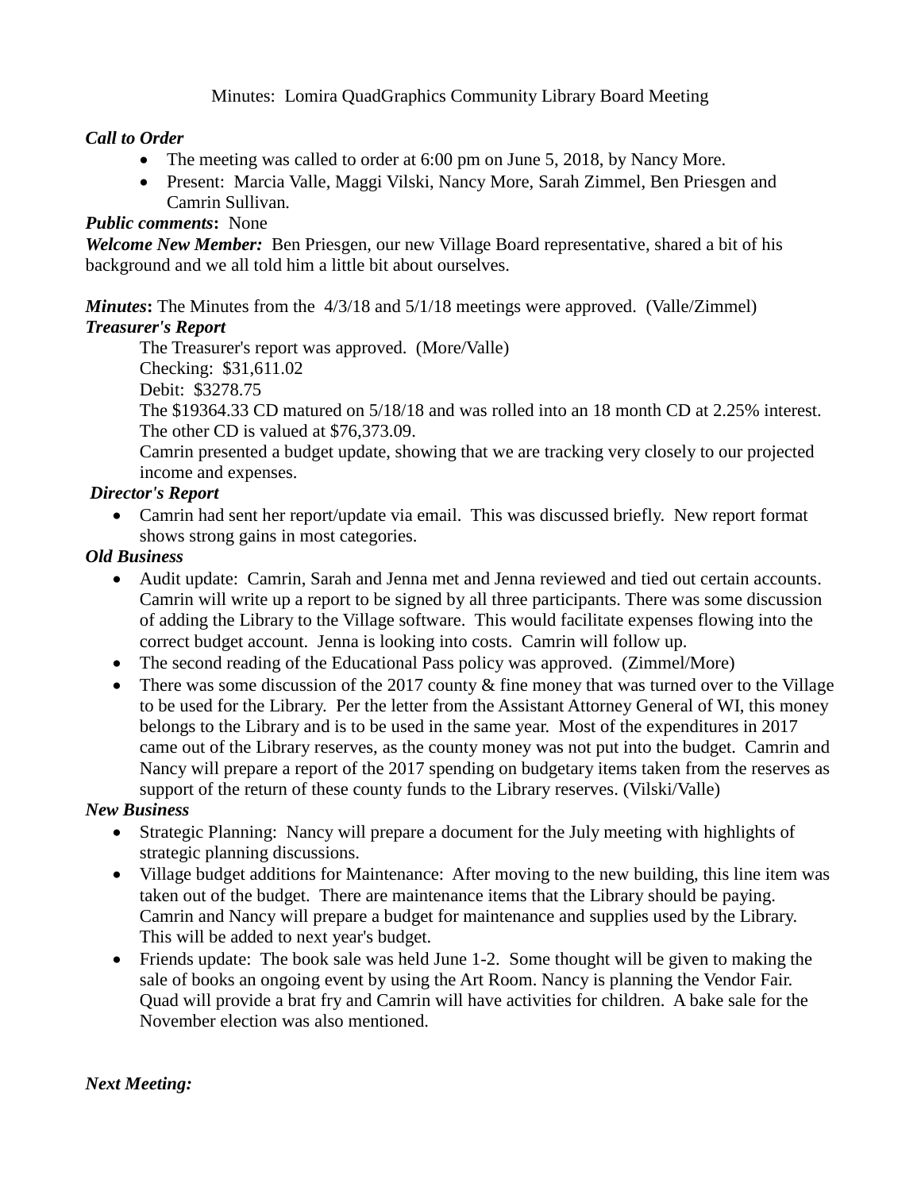Minutes: Lomira QuadGraphics Community Library Board Meeting

***Call to Order***

- The meeting was called to order at 6:00 pm on June 5, 2018, by Nancy More.
- Present: Marcia Valle, Maggi Vilski, Nancy More, Sarah Zimmel, Ben Priesgen and Camrin Sullivan.

***Public comments*:** None

***Welcome New Member:*** Ben Priesgen, our new Village Board representative, shared a bit of his background and we all told him a little bit about ourselves.

***Minutes*:** The Minutes from the 4/3/18 and 5/1/18 meetings were approved. (Valle/Zimmel)

***Treasurer's Report***

The Treasurer's report was approved. (More/Valle)

Checking: $31,611.02

Debit: $3278.75

The $19364.33 CD matured on 5/18/18 and was rolled into an 18 month CD at 2.25% interest. The other CD is valued at $76,373.09.

Camrin presented a budget update, showing that we are tracking very closely to our projected income and expenses.

***Director's Report***

- Camrin had sent her report/update via email. This was discussed briefly. New report format shows strong gains in most categories.

***Old Business***

- Audit update: Camrin, Sarah and Jenna met and Jenna reviewed and tied out certain accounts. Camrin will write up a report to be signed by all three participants. There was some discussion of adding the Library to the Village software. This would facilitate expenses flowing into the correct budget account. Jenna is looking into costs. Camrin will follow up.
- The second reading of the Educational Pass policy was approved. (Zimmel/More)
- There was some discussion of the 2017 county & fine money that was turned over to the Village to be used for the Library. Per the letter from the Assistant Attorney General of WI, this money belongs to the Library and is to be used in the same year. Most of the expenditures in 2017 came out of the Library reserves, as the county money was not put into the budget. Camrin and Nancy will prepare a report of the 2017 spending on budgetary items taken from the reserves as support of the return of these county funds to the Library reserves. (Vilski/Valle)

***New Business***

- Strategic Planning: Nancy will prepare a document for the July meeting with highlights of strategic planning discussions.
- Village budget additions for Maintenance: After moving to the new building, this line item was taken out of the budget. There are maintenance items that the Library should be paying. Camrin and Nancy will prepare a budget for maintenance and supplies used by the Library. This will be added to next year's budget.
- Friends update: The book sale was held June 1-2. Some thought will be given to making the sale of books an ongoing event by using the Art Room. Nancy is planning the Vendor Fair. Quad will provide a brat fry and Camrin will have activities for children. A bake sale for the November election was also mentioned.

***Next Meeting:***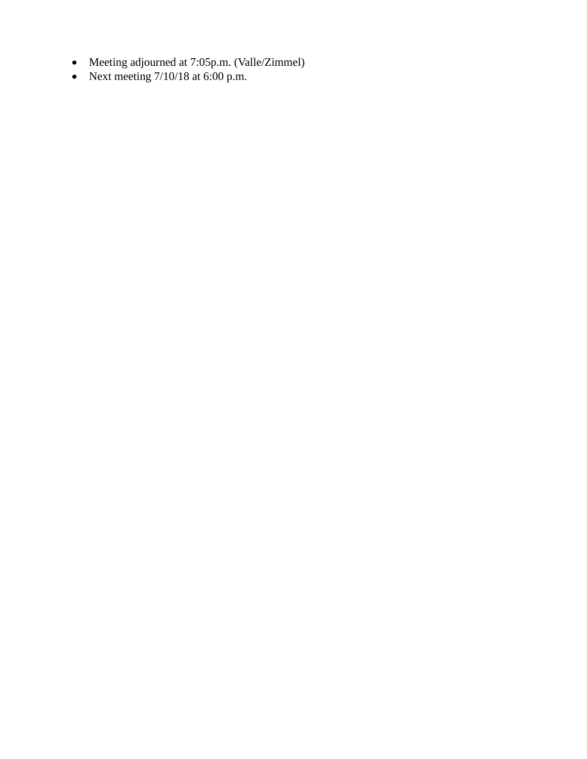- Meeting adjourned at 7:05p.m. (Valle/Zimmel)
- Next meeting 7/10/18 at 6:00 p.m.